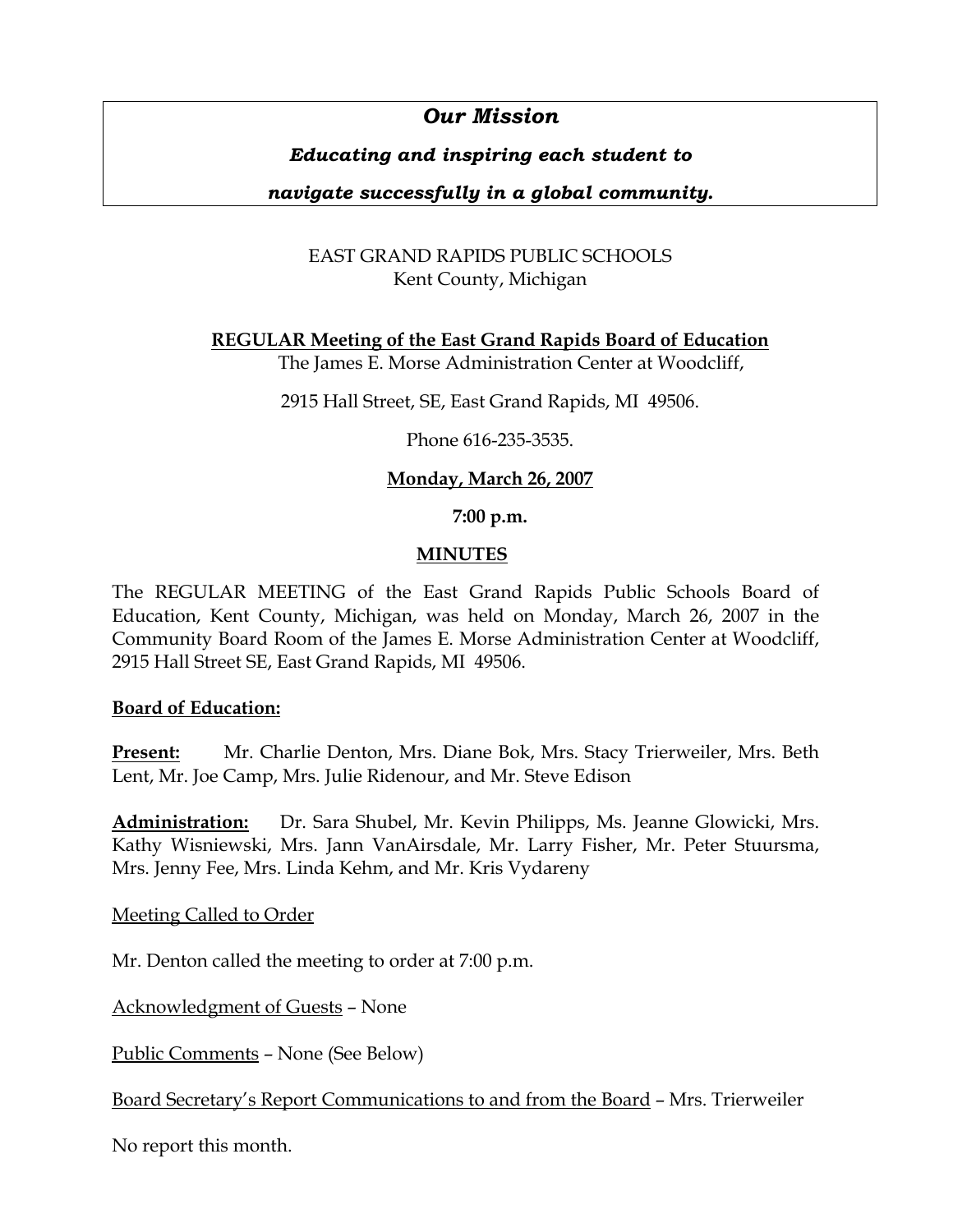***Our Mission***

***Educating and inspiring each student to navigate successfully in a global community.***

EAST GRAND RAPIDS PUBLIC SCHOOLS
Kent County, Michigan

**REGULAR Meeting of the East Grand Rapids Board of Education**

The James E. Morse Administration Center at Woodcliff,

2915 Hall Street, SE, East Grand Rapids, MI 49506.

Phone 616-235-3535.

**Monday, March 26, 2007**

**7:00 p.m.**

**MINUTES**

The REGULAR MEETING of the East Grand Rapids Public Schools Board of Education, Kent County, Michigan, was held on Monday, March 26, 2007 in the Community Board Room of the James E. Morse Administration Center at Woodcliff, 2915 Hall Street SE, East Grand Rapids, MI 49506.

**Board of Education:**

**Present:** Mr. Charlie Denton, Mrs. Diane Bok, Mrs. Stacy Trierweiler, Mrs. Beth Lent, Mr. Joe Camp, Mrs. Julie Ridenour, and Mr. Steve Edison

**Administration:** Dr. Sara Shubel, Mr. Kevin Philipps, Ms. Jeanne Glowicki, Mrs. Kathy Wisniewski, Mrs. Jann VanAirsdale, Mr. Larry Fisher, Mr. Peter Stuursma, Mrs. Jenny Fee, Mrs. Linda Kehm, and Mr. Kris Vydareny

Meeting Called to Order

Mr. Denton called the meeting to order at 7:00 p.m.

Acknowledgment of Guests – None

Public Comments – None (See Below)

Board Secretary's Report Communications to and from the Board – Mrs. Trierweiler

No report this month.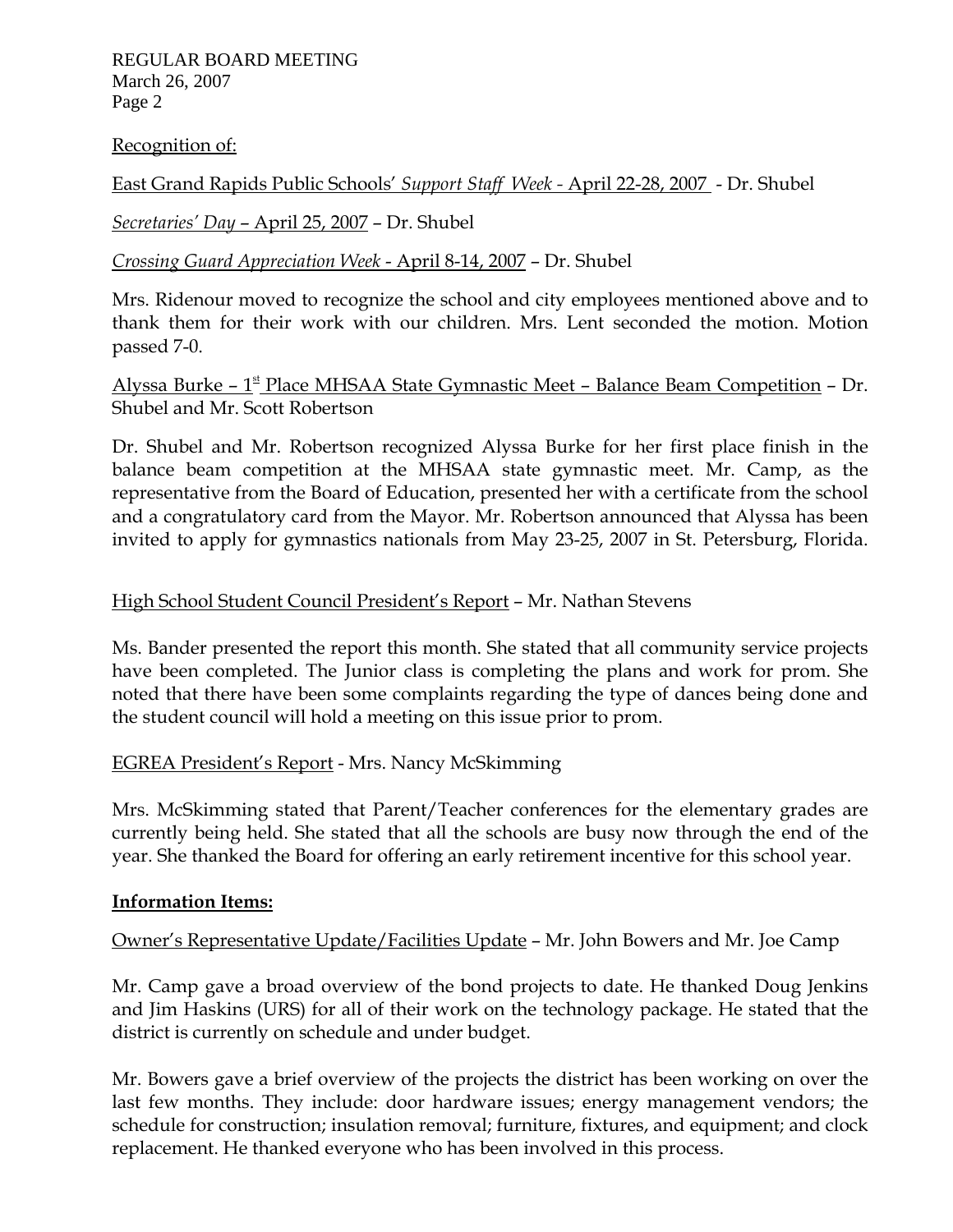Recognition of:

East Grand Rapids Public Schools' *Support Staff Week* - April 22-28, 2007 - Dr. Shubel

*Secretaries' Day* – April 25, 2007 – Dr. Shubel

*Crossing Guard Appreciation Week* - April 8-14, 2007 – Dr. Shubel

Mrs. Ridenour moved to recognize the school and city employees mentioned above and to thank them for their work with our children. Mrs. Lent seconded the motion. Motion passed 7-0.

Alyssa Burke – 1st Place MHSAA State Gymnastic Meet – Balance Beam Competition – Dr. Shubel and Mr. Scott Robertson

Dr. Shubel and Mr. Robertson recognized Alyssa Burke for her first place finish in the balance beam competition at the MHSAA state gymnastic meet. Mr. Camp, as the representative from the Board of Education, presented her with a certificate from the school and a congratulatory card from the Mayor. Mr. Robertson announced that Alyssa has been invited to apply for gymnastics nationals from May 23-25, 2007 in St. Petersburg, Florida.

High School Student Council President's Report – Mr. Nathan Stevens

Ms. Bander presented the report this month. She stated that all community service projects have been completed. The Junior class is completing the plans and work for prom. She noted that there have been some complaints regarding the type of dances being done and the student council will hold a meeting on this issue prior to prom.

EGREA President's Report - Mrs. Nancy McSkimming

Mrs. McSkimming stated that Parent/Teacher conferences for the elementary grades are currently being held. She stated that all the schools are busy now through the end of the year. She thanked the Board for offering an early retirement incentive for this school year.

**Information Items:**

Owner's Representative Update/Facilities Update – Mr. John Bowers and Mr. Joe Camp

Mr. Camp gave a broad overview of the bond projects to date. He thanked Doug Jenkins and Jim Haskins (URS) for all of their work on the technology package. He stated that the district is currently on schedule and under budget.

Mr. Bowers gave a brief overview of the projects the district has been working on over the last few months. They include: door hardware issues; energy management vendors; the schedule for construction; insulation removal; furniture, fixtures, and equipment; and clock replacement. He thanked everyone who has been involved in this process.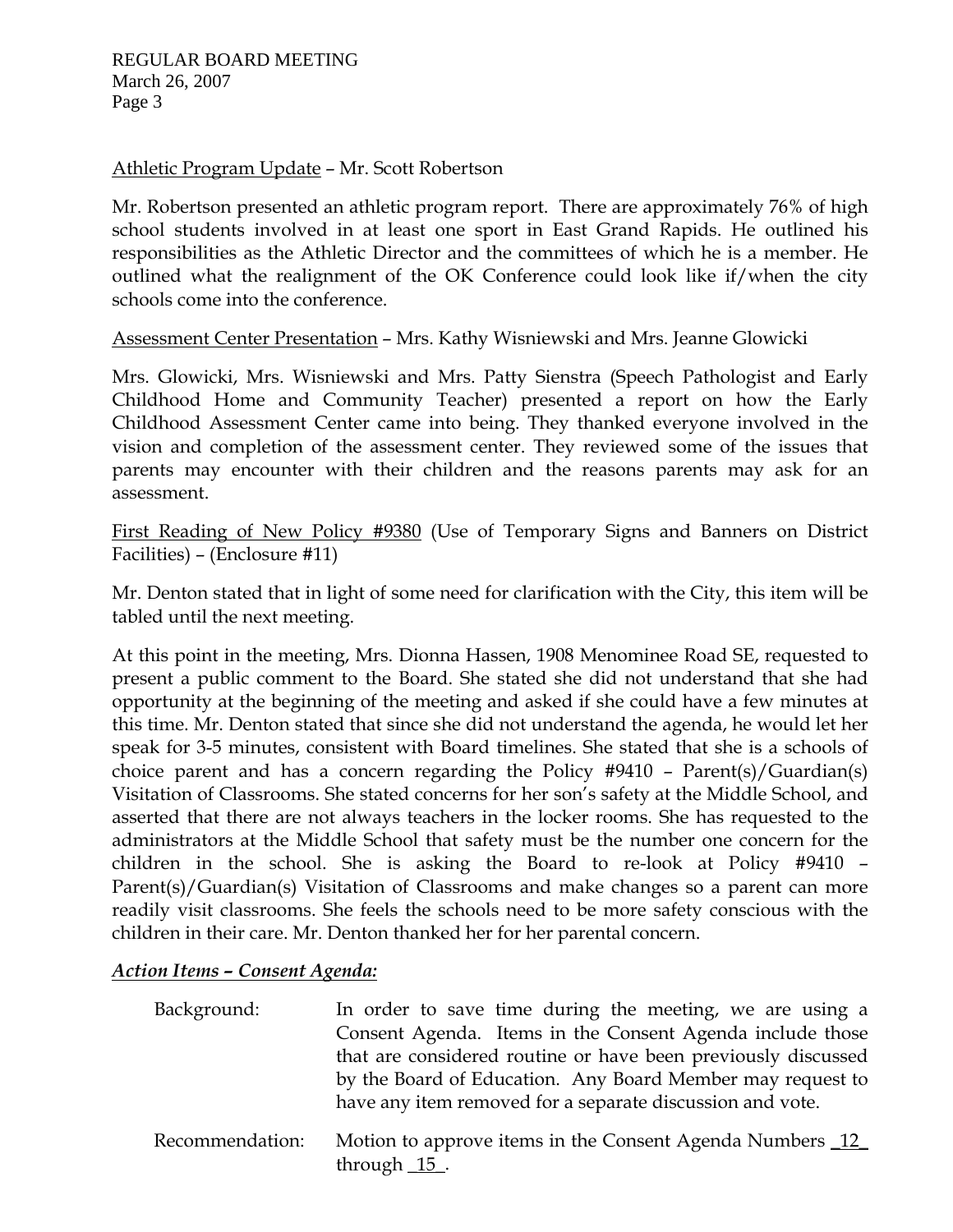Athletic Program Update – Mr. Scott Robertson

Mr. Robertson presented an athletic program report. There are approximately 76% of high school students involved in at least one sport in East Grand Rapids. He outlined his responsibilities as the Athletic Director and the committees of which he is a member. He outlined what the realignment of the OK Conference could look like if/when the city schools come into the conference.

Assessment Center Presentation – Mrs. Kathy Wisniewski and Mrs. Jeanne Glowicki

Mrs. Glowicki, Mrs. Wisniewski and Mrs. Patty Sienstra (Speech Pathologist and Early Childhood Home and Community Teacher) presented a report on how the Early Childhood Assessment Center came into being. They thanked everyone involved in the vision and completion of the assessment center. They reviewed some of the issues that parents may encounter with their children and the reasons parents may ask for an assessment.

First Reading of New Policy #9380 (Use of Temporary Signs and Banners on District Facilities) – (Enclosure #11)

Mr. Denton stated that in light of some need for clarification with the City, this item will be tabled until the next meeting.

At this point in the meeting, Mrs. Dionna Hassen, 1908 Menominee Road SE, requested to present a public comment to the Board. She stated she did not understand that she had opportunity at the beginning of the meeting and asked if she could have a few minutes at this time. Mr. Denton stated that since she did not understand the agenda, he would let her speak for 3-5 minutes, consistent with Board timelines. She stated that she is a schools of choice parent and has a concern regarding the Policy #9410 – Parent(s)/Guardian(s) Visitation of Classrooms. She stated concerns for her son's safety at the Middle School, and asserted that there are not always teachers in the locker rooms. She has requested to the administrators at the Middle School that safety must be the number one concern for the children in the school. She is asking the Board to re-look at Policy #9410 – Parent(s)/Guardian(s) Visitation of Classrooms and make changes so a parent can more readily visit classrooms. She feels the schools need to be more safety conscious with the children in their care. Mr. Denton thanked her for her parental concern.

***Action Items – Consent Agenda:***

Background: In order to save time during the meeting, we are using a Consent Agenda. Items in the Consent Agenda include those that are considered routine or have been previously discussed by the Board of Education. Any Board Member may request to have any item removed for a separate discussion and vote.

Recommendation: Motion to approve items in the Consent Agenda Numbers 12 through 15.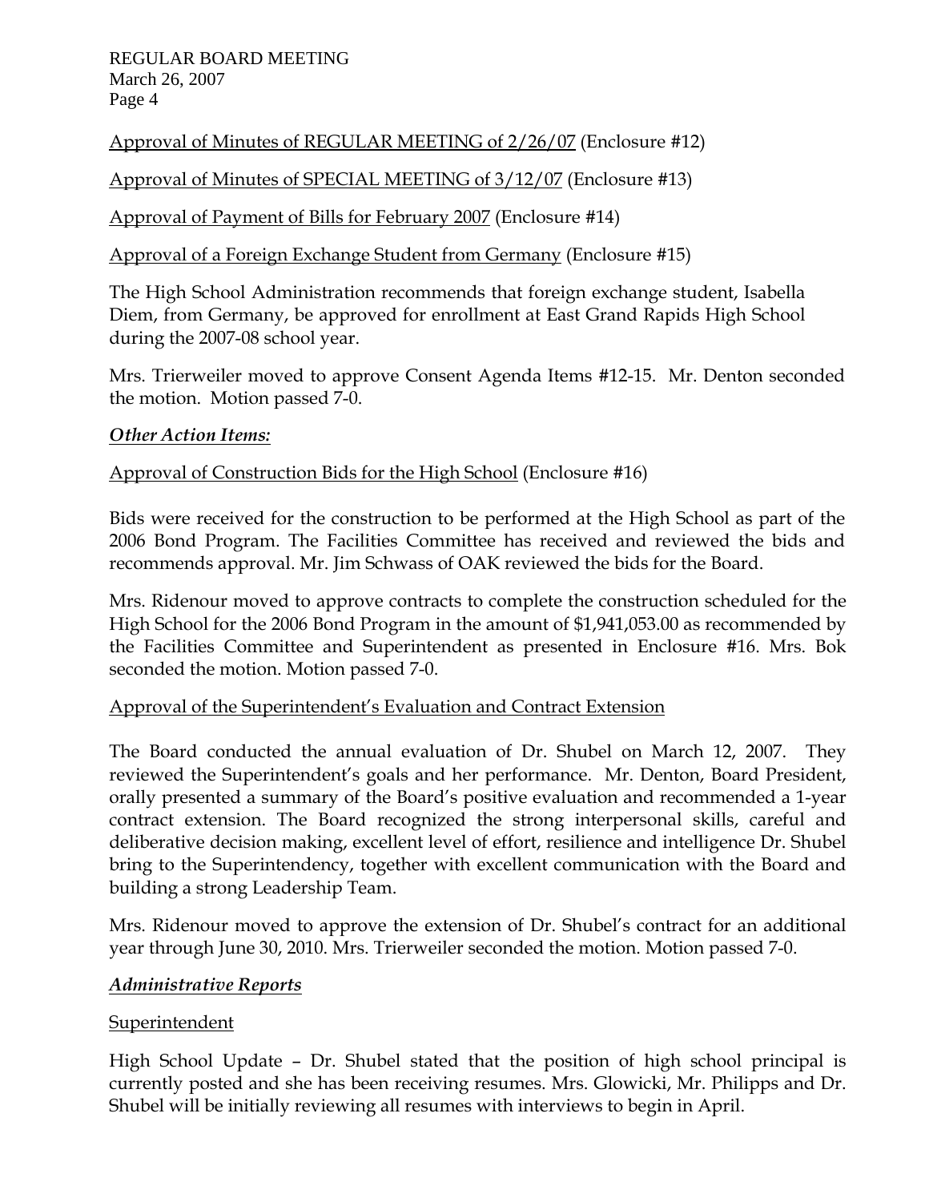Approval of Minutes of REGULAR MEETING of 2/26/07 (Enclosure #12)

Approval of Minutes of SPECIAL MEETING of 3/12/07 (Enclosure #13)

Approval of Payment of Bills for February 2007 (Enclosure #14)

Approval of a Foreign Exchange Student from Germany (Enclosure #15)

The High School Administration recommends that foreign exchange student, Isabella Diem, from Germany, be approved for enrollment at East Grand Rapids High School during the 2007-08 school year.

Mrs. Trierweiler moved to approve Consent Agenda Items #12-15. Mr. Denton seconded the motion. Motion passed 7-0.

***Other Action Items:***

Approval of Construction Bids for the High School (Enclosure #16)

Bids were received for the construction to be performed at the High School as part of the 2006 Bond Program. The Facilities Committee has received and reviewed the bids and recommends approval. Mr. Jim Schwass of OAK reviewed the bids for the Board.

Mrs. Ridenour moved to approve contracts to complete the construction scheduled for the High School for the 2006 Bond Program in the amount of $1,941,053.00 as recommended by the Facilities Committee and Superintendent as presented in Enclosure #16. Mrs. Bok seconded the motion. Motion passed 7-0.

Approval of the Superintendent's Evaluation and Contract Extension

The Board conducted the annual evaluation of Dr. Shubel on March 12, 2007. They reviewed the Superintendent's goals and her performance. Mr. Denton, Board President, orally presented a summary of the Board's positive evaluation and recommended a 1-year contract extension. The Board recognized the strong interpersonal skills, careful and deliberative decision making, excellent level of effort, resilience and intelligence Dr. Shubel bring to the Superintendency, together with excellent communication with the Board and building a strong Leadership Team.

Mrs. Ridenour moved to approve the extension of Dr. Shubel's contract for an additional year through June 30, 2010. Mrs. Trierweiler seconded the motion. Motion passed 7-0.

***Administrative Reports***

Superintendent

High School Update – Dr. Shubel stated that the position of high school principal is currently posted and she has been receiving resumes. Mrs. Glowicki, Mr. Philipps and Dr. Shubel will be initially reviewing all resumes with interviews to begin in April.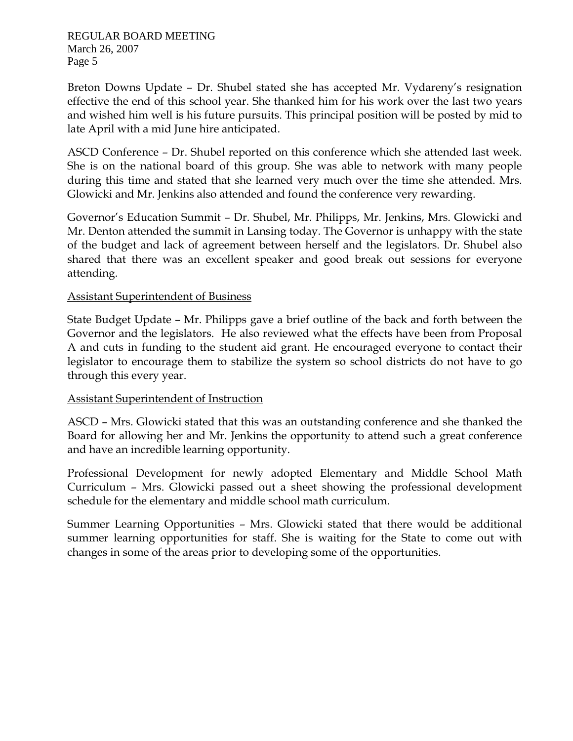Breton Downs Update – Dr. Shubel stated she has accepted Mr. Vydareny's resignation effective the end of this school year. She thanked him for his work over the last two years and wished him well is his future pursuits. This principal position will be posted by mid to late April with a mid June hire anticipated.

ASCD Conference – Dr. Shubel reported on this conference which she attended last week. She is on the national board of this group. She was able to network with many people during this time and stated that she learned very much over the time she attended. Mrs. Glowicki and Mr. Jenkins also attended and found the conference very rewarding.

Governor's Education Summit – Dr. Shubel, Mr. Philipps, Mr. Jenkins, Mrs. Glowicki and Mr. Denton attended the summit in Lansing today. The Governor is unhappy with the state of the budget and lack of agreement between herself and the legislators. Dr. Shubel also shared that there was an excellent speaker and good break out sessions for everyone attending.

<u>Assistant Superintendent of Business</u>

State Budget Update – Mr. Philipps gave a brief outline of the back and forth between the Governor and the legislators. He also reviewed what the effects have been from Proposal A and cuts in funding to the student aid grant. He encouraged everyone to contact their legislator to encourage them to stabilize the system so school districts do not have to go through this every year.

<u>Assistant Superintendent of Instruction</u>

ASCD – Mrs. Glowicki stated that this was an outstanding conference and she thanked the Board for allowing her and Mr. Jenkins the opportunity to attend such a great conference and have an incredible learning opportunity.

Professional Development for newly adopted Elementary and Middle School Math Curriculum – Mrs. Glowicki passed out a sheet showing the professional development schedule for the elementary and middle school math curriculum.

Summer Learning Opportunities – Mrs. Glowicki stated that there would be additional summer learning opportunities for staff. She is waiting for the State to come out with changes in some of the areas prior to developing some of the opportunities.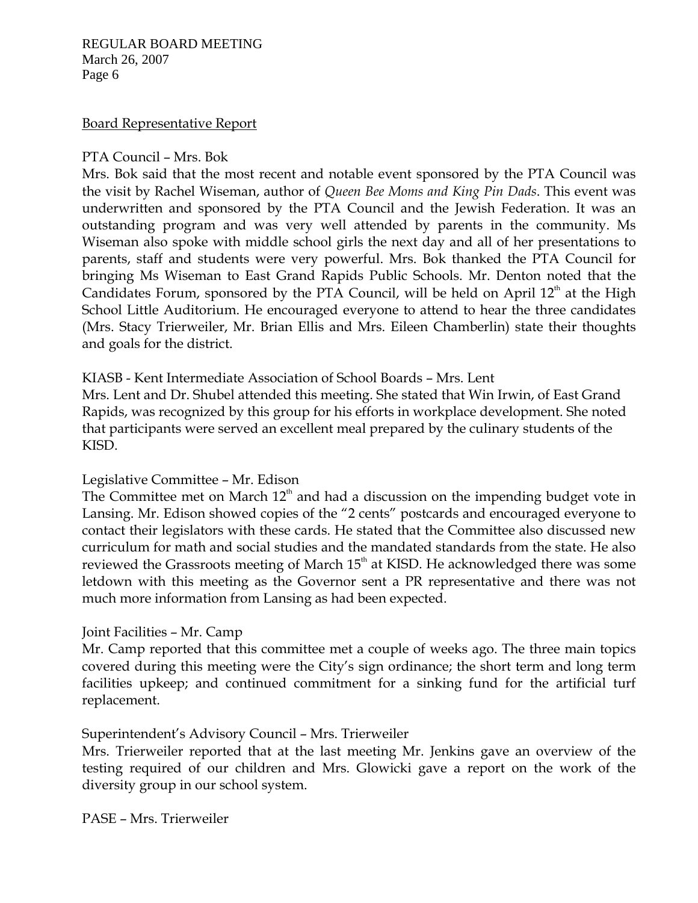## Board Representative Report

PTA Council – Mrs. Bok

Mrs. Bok said that the most recent and notable event sponsored by the PTA Council was the visit by Rachel Wiseman, author of *Queen Bee Moms and King Pin Dads*. This event was underwritten and sponsored by the PTA Council and the Jewish Federation. It was an outstanding program and was very well attended by parents in the community. Ms Wiseman also spoke with middle school girls the next day and all of her presentations to parents, staff and students were very powerful. Mrs. Bok thanked the PTA Council for bringing Ms Wiseman to East Grand Rapids Public Schools. Mr. Denton noted that the Candidates Forum, sponsored by the PTA Council, will be held on April 12th at the High School Little Auditorium. He encouraged everyone to attend to hear the three candidates (Mrs. Stacy Trierweiler, Mr. Brian Ellis and Mrs. Eileen Chamberlin) state their thoughts and goals for the district.

KIASB - Kent Intermediate Association of School Boards – Mrs. Lent

Mrs. Lent and Dr. Shubel attended this meeting. She stated that Win Irwin, of East Grand Rapids, was recognized by this group for his efforts in workplace development. She noted that participants were served an excellent meal prepared by the culinary students of the KISD.

Legislative Committee – Mr. Edison

The Committee met on March 12th and had a discussion on the impending budget vote in Lansing. Mr. Edison showed copies of the "2 cents" postcards and encouraged everyone to contact their legislators with these cards. He stated that the Committee also discussed new curriculum for math and social studies and the mandated standards from the state. He also reviewed the Grassroots meeting of March 15th at KISD. He acknowledged there was some letdown with this meeting as the Governor sent a PR representative and there was not much more information from Lansing as had been expected.

Joint Facilities – Mr. Camp

Mr. Camp reported that this committee met a couple of weeks ago. The three main topics covered during this meeting were the City's sign ordinance; the short term and long term facilities upkeep; and continued commitment for a sinking fund for the artificial turf replacement.

Superintendent's Advisory Council – Mrs. Trierweiler

Mrs. Trierweiler reported that at the last meeting Mr. Jenkins gave an overview of the testing required of our children and Mrs. Glowicki gave a report on the work of the diversity group in our school system.

PASE – Mrs. Trierweiler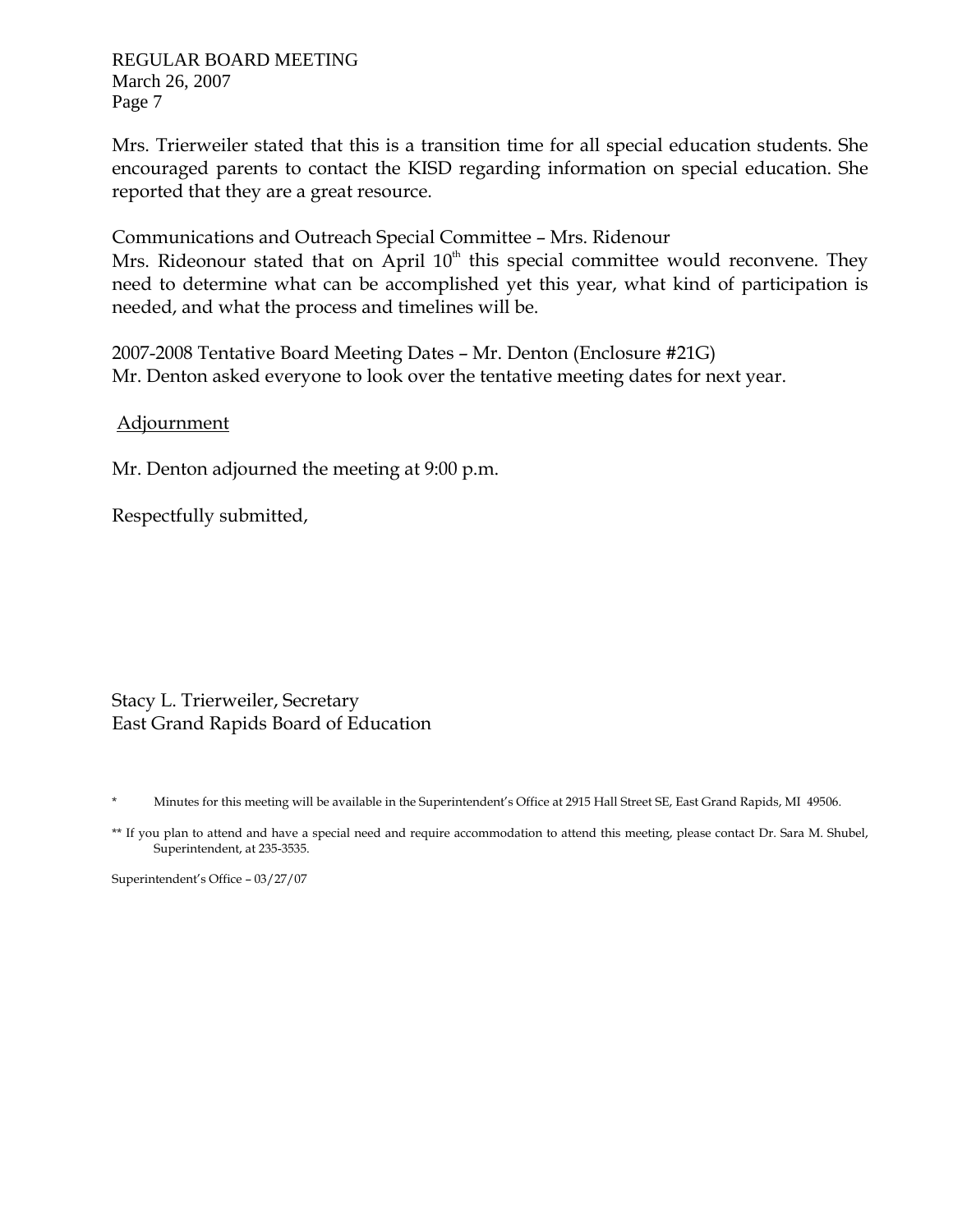Mrs. Trierweiler stated that this is a transition time for all special education students. She encouraged parents to contact the KISD regarding information on special education. She reported that they are a great resource.

Communications and Outreach Special Committee – Mrs. Ridenour
Mrs. Rideonour stated that on April 10th this special committee would reconvene. They need to determine what can be accomplished yet this year, what kind of participation is needed, and what the process and timelines will be.

2007-2008 Tentative Board Meeting Dates – Mr. Denton (Enclosure #21G)
Mr. Denton asked everyone to look over the tentative meeting dates for next year.

<u>Adjournment</u>

Mr. Denton adjourned the meeting at 9:00 p.m.

Respectfully submitted,

Stacy L. Trierweiler, Secretary
East Grand Rapids Board of Education

* Minutes for this meeting will be available in the Superintendent's Office at 2915 Hall Street SE, East Grand Rapids, MI 49506.

** If you plan to attend and have a special need and require accommodation to attend this meeting, please contact Dr. Sara M. Shubel, Superintendent, at 235-3535.

Superintendent's Office – 03/27/07